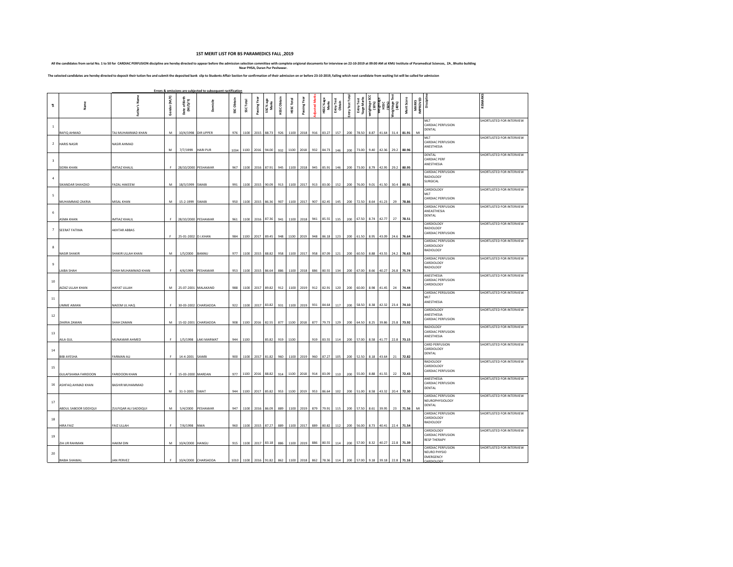# 1ST MERIT LIST FOR BS PARAMEDICS FALL ,2019

All the candidates from serial No. 1 to 50 for CARDIAC PERFUSION discipline are hereby directed to appear before the admission selection committee with complete origional documents for interview on 22-10-2019 at 09:00 AM at KMU Institute of Paramedical Sciences, ZA , Bhutto building Near PHSA, Duran Pur Peshawar.

The selected candidates are hereby directed to deposit their tution fee and submit the deposited bank slip to Students Affair Section for confirmation of their admission on or before 23-10-2019, failing which next candidate from waiting list will be called for admission

Errors & omissions are subjected to subsequent ratification

| s# | Name | Father's Name | Gender (M/F) | Date of Birth (M/D/Y) | Domicile | SSC Obtain | SSC Total | Passing Year | SSC %age Marks | HSSC Obtain | HSSC Total | Passing Year | Adjusted Marks | HSSC %age Marks | Entry Test Obtain | Entry Test Total | Entry Test %age Marks | Weightage SSC (10%) | Weightage HSSC (50%) | Weightage Test (40%) | Merit Score | MARKS IMPROVED | Discipline | REMARKS |
|---|---|---|---|---|---|---|---|---|---|---|---|---|---|---|---|---|---|---|---|---|---|---|---|---|
| 1 | RAFIQ AHMAD | TAJ MUHAMMAD KHAN | M | 10/4/1998 | DIR UPPER | 976 | 1100 | 2015 | 88.73 | 926 | 1100 | 2018 | 916 | 83.27 | 157 | 200 | 78.50 | 8.87 | 41.64 | 31.4 | 81.91 | MI | MLT<br>CARDIAC PERFUSION<br>DENTAL | SHORTLISTED FOR INTERVIEW |
| 2 | HARIS NASIR | NASIR AHMAD | M | 7/7/1999 | HARI PUR | 1034 | 1100 | 2016 | 94.00 | 932 | 1100 | 2018 | 932 | 84.73 | 146 | 200 | 73.00 | 9.40 | 42.36 | 29.2 | 80.96 | | MLT<br>CARDIAC PERFUSION<br>ANESTHESIA | SHORTLISTED FOR INTERVIEW |
| 3 | SIDRA KHAN | IMTIAZ KHALIL | F | 28/10/2000 | PESHAWAR | 967 | 1100 | 2016 | 87.91 | 945 | 1100 | 2018 | 945 | 85.91 | 146 | 200 | 73.00 | 8.79 | 42.95 | 29.2 | 80.95 | | DENTAL<br>CARDIAC PERF<br>ANESTHESIA | SHORTLISTED FOR INTERVIEW |
| 4 | SIKANDAR SHAHZAD | FAZAL HAKEEM | M | 18/3/1999 | SWABI | 991 | 1100 | 2015 | 90.09 | 913 | 1100 | 2017 | 913 | 83.00 | 152 | 200 | 76.00 | 9.01 | 41.50 | 30.4 | 80.91 | | CARDIAC PERFUSION<br>RADIOLOGY<br>SURGICAL | SHORTLISTED FOR INTERVIEW |
| 5 | MUHAMMAD ZAKRIA | MISAL KHAN | M | 15-2-1999 | SWABI | 950 | 1100 | 2015 | 86.36 | 907 | 1100 | 2017 | 907 | 82.45 | 145 | 200 | 72.50 | 8.64 | 41.23 | 29 | 78.86 | | CARDIOLOGY<br>MLT<br>CARDIAC PERFUSION | SHORTLISTED FOR INTERVIEW |
| 6 | ASMA KHAN | IMTIAZ KHALIL | F | 28/10/2000 | PESHAWAR | 961 | 1100 | 2016 | 87.36 | 941 | 1100 | 2018 | 941 | 85.55 | 135 | 200 | 67.50 | 8.74 | 42.77 | 27 | 78.51 | | CARDIAC PERFUSION<br>ANEASTHESIA<br>DENTAL | SHORTLISTED FOR INTERVIEW |
| 7 | SEERAT FATIMA | AKHTAR ABBAS | F | 25-01-2002 | D.I.KHAN | 984 | 1100 | 2017 | 89.45 | 948 | 1100 | 2019 | 948 | 86.18 | 123 | 200 | 61.50 | 8.95 | 43.09 | 24.6 | 76.64 | | CARDIOLOGY<br>RADIOLOGY<br>CARDIAC PERFUSION | SHORTLISTED FOR INTERVIEW |
| 8 | NASIR SHAKIR | SHAKIR ULLAH KHAN | M | 1/5/2000 | BANNU | 977 | 1100 | 2015 | 88.82 | 958 | 1100 | 2017 | 958 | 87.09 | 121 | 200 | 60.50 | 8.88 | 43.55 | 24.2 | 76.63 | | CARDIAC PERFUSION<br>CARDIOLOGY<br>RADIOLOGY | SHORTLISTED FOR INTERVIEW |
| 9 | LAIBA SHAH | SHAH MUHAMMAD KHAN | F | 4/6/1999 | PESHAWAR | 953 | 1100 | 2015 | 86.64 | 886 | 1100 | 2018 | 886 | 80.55 | 134 | 200 | 67.00 | 8.66 | 40.27 | 26.8 | 75.74 | | CARDIAC PERFUSION<br>CARDIOLOGY<br>RADIOLOGY | SHORTLISTED FOR INTERVIEW |
| 10 | AIZAZ ULLAH KHAN | HAYAT ULLAH | M | 25-07-2001 | MALAKAND | 988 | 1100 | 2017 | 89.82 | 912 | 1100 | 2019 | 912 | 82.91 | 120 | 200 | 60.00 | 8.98 | 41.45 | 24 | 74.44 | | ANESTHESIA<br>CARDIAC PERFUSION<br>CARDIOLOGY | SHORTLISTED FOR INTERVIEW |
| 11 | UMME AIMAN | NAEEM UL HAQ | F | 30-03-2002 | CHARSADDA | 922 | 1100 | 2017 | 83.82 | 931 | 1100 | 2019 | 931 | 84.64 | 117 | 200 | 58.50 | 8.38 | 42.32 | 23.4 | 74.10 | | CARDIAC PERSUSION<br>MLT<br>ANESTHSIA | SHORTLISTED FOR INTERVIEW |
| 12 | ZAKRIA ZAMAN | SHAH ZAMAN | M | 15-02-2001 | CHARSADDA | 908 | 1100 | 2016 | 82.55 | 877 | 1100 | 2018 | 877 | 79.73 | 129 | 200 | 64.50 | 8.25 | 39.86 | 25.8 | 73.92 | | CARDIOLOGY<br>ANESTHESIA<br>CARDIAC PERFUSION | SHORTLISTED FOR INTERVIEW |
| 13 | AILA GUL | MUNAWAR AHMED | F | 1/5/1998 | LAKI MARWAT | 944 | 1100 | | 85.82 | 919 | 1100 | | 919 | 83.55 | 114 | 200 | 57.00 | 8.58 | 41.77 | 22.8 | 73.15 | | RADIOLOGY<br>CARDIAC PERFUSION<br>ANESTHESIA | SHORTLISTED FOR INTERVIEW |
| 14 | BIBI AYESHA | FARMAN ALI | F | 14-4-2001 | SAWBI | 900 | 1100 | 2017 | 81.82 | 960 | 1100 | 2019 | 960 | 87.27 | 105 | 200 | 52.50 | 8.18 | 43.64 | 21 | 72.82 | | CARD PERFUSION<br>CARDIOLOGY<br>DENTAL | SHORTLISTED FOR INTERVIEW |
| 15 | GULAFSHANA FARIDOON | FARIDOON KHAN | F | 15-03-2000 | MARDAN | 977 | 1100 | 2016 | 88.82 | 914 | 1100 | 2018 | 914 | 83.09 | 110 | 200 | 55.00 | 8.88 | 41.55 | 22 | 72.43 | | RADIOLOGY<br>CARDIOLOGY<br>CARDIAC PERFUSION | SHORTLISTED FOR INTERVIEW |
| 16 | ASHFAQ AHMAD KHAN | BASHIR MUHAMMAD | M | 31-3-2001 | SWAT | 944 | 1100 | 2017 | 85.82 | 953 | 1100 | 2019 | 953 | 86.64 | 102 | 200 | 51.00 | 8.58 | 43.32 | 20.4 | 72.30 | | ANESTHESIA<br>CARDIAC PERFUSION<br>DENTAL | SHORTLISTED FOR INTERVIEW |
| 17 | ABDUL SABOOR SIDDIQUI | ZULFIQAR ALI SADDIQUI | M | 5/4/2000 | PESHAWAR | 947 | 1100 | 2016 | 86.09 | 889 | 1100 | 2019 | 879 | 79.91 | 115 | 200 | 57.50 | 8.61 | 39.95 | 23 | 71.56 | MI | CARDIAC PERFUSION<br>NEUROPHYSIOLOGY<br>DENTAL | SHORTLISTED FOR INTERVIEW |
| 18 | HIRA FAIZ | FAIZ ULLAH | F | 7/6/1998 | NWA | 960 | 1100 | 2015 | 87.27 | 889 | 1100 | 2017 | 889 | 80.82 | 112 | 200 | 56.00 | 8.73 | 40.41 | 22.4 | 71.54 | | CARDIAC PERFUSION<br>CARDIOLOGY<br>RADIOLOGY | SHORTLISTED FOR INTERVIEW |
| 19 | ZIA UR RAHMAN | HAKIM DIN | M | 10/4/2000 | HANGU | 915 | 1100 | 2017 | 83.18 | 886 | 1100 | 2019 | 886 | 80.55 | 114 | 200 | 57.00 | 8.32 | 40.27 | 22.8 | 71.39 | | CARDIOLOGY<br>CARDIAC PERFUSION<br>RESP THERAPY | SHORTLISTED FOR INTERVIEW |
| 20 | RABIA SHAWAL | JAN PERVEZ | F | 10/4/2000 | CHARSADDA | 1010 | 1100 | 2016 | 91.82 | 862 | 1100 | 2018 | 862 | 78.36 | 114 | 200 | 57.00 | 9.18 | 39.18 | 22.8 | 71.16 | | CARDIAC PERFUSION<br>NEURO PHYSIO<br>EMERGENCY<br>CARDIOLOGY | SHORTLISTED FOR INTERVIEW |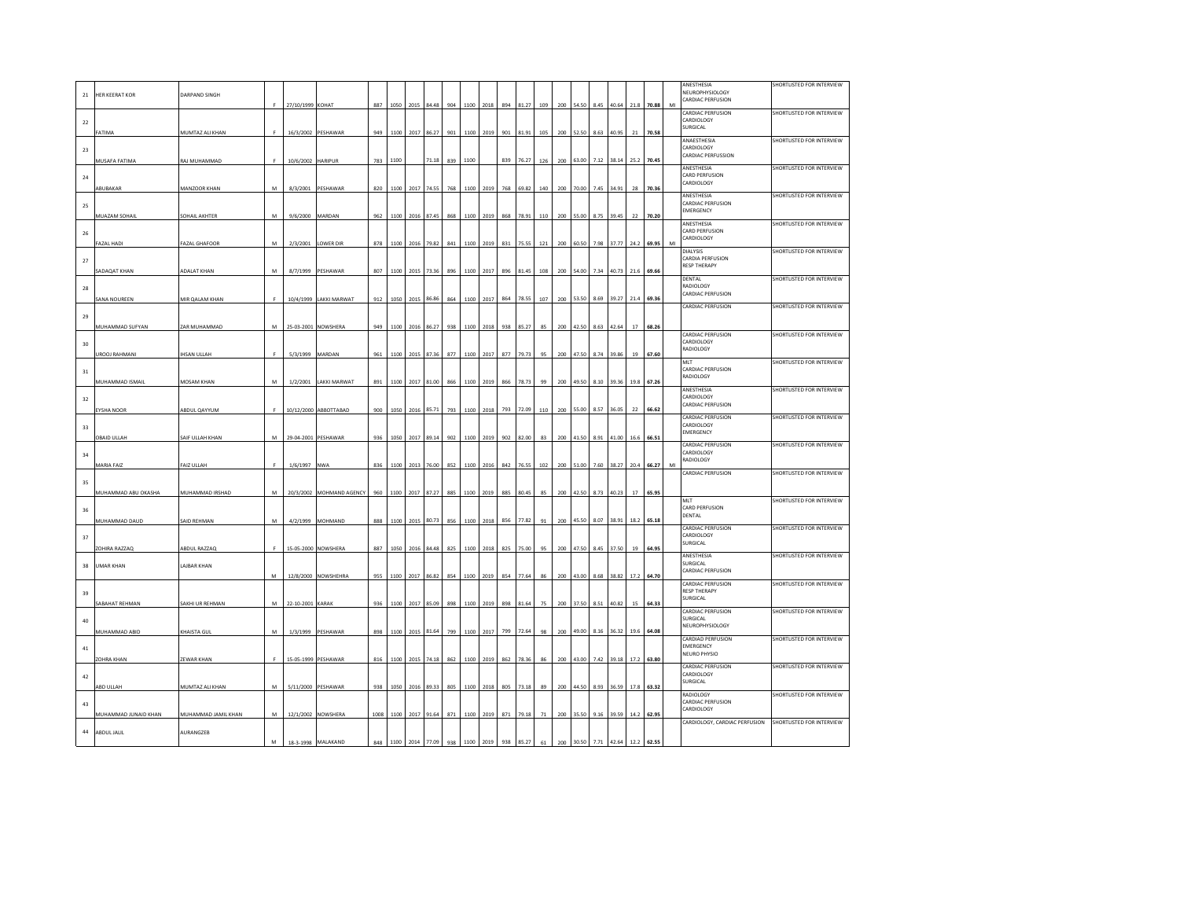| | | | | | | | | | | | | | | | | | | | | | | | | | | |
|---|---|---|---|---|---|---|---|---|---|---|---|---|---|---|---|---|---|---|---|---|---|---|---|---|---|---|
| 21 | HER KEERAT KOR | DARPAND SINGH | F | 27/10/1999 | KOHAT | 887 | 1050 | 2015 | 84.48 | 904 | 1100 | 2018 | 894 | 81.27 | 109 | 200 | 54.50 | 8.45 | 40.64 | 21.8 | 70.88 | MI | ANESTHESIA NEUROPHYSIOLOGY CARDIAC PERFUSION | SHORTLISTED FOR INTERVIEW |
| 22 | FATIMA | MUMTAZ ALI KHAN | F | 16/3/2002 | PESHAWAR | 949 | 1100 | 2017 | 86.27 | 901 | 1100 | 2019 | 901 | 81.91 | 105 | 200 | 52.50 | 8.63 | 40.95 | 21 | 70.58 | | CARDIAC PERFUSION CARDIOLOGY SURGICAL | SHORTLISTED FOR INTERVIEW |
| 23 | MUSAFA FATIMA | RAJ MUHAMMAD | F | 10/6/2002 | HARIPUR | 783 | 1100 | | 71.18 | 839 | 1100 | | 839 | 76.27 | 126 | 200 | 63.00 | 7.12 | 38.14 | 25.2 | 70.45 | | ANAESTHESIA CARDIOLOGY CARDIAC PERFUSSION | SHORTLISTED FOR INTERVIEW |
| 24 | ABUBAKAR | MANZOOR KHAN | M | 8/3/2001 | PESHAWAR | 820 | 1100 | 2017 | 74.55 | 768 | 1100 | 2019 | 768 | 69.82 | 140 | 200 | 70.00 | 7.45 | 34.91 | 28 | 70.36 | | ANESTHESIA CARD PERFUSION CARDIOLOGY | SHORTLISTED FOR INTERVIEW |
| 25 | MUAZAM SOHAIL | SOHAIL AKHTER | M | 9/6/2000 | MARDAN | 962 | 1100 | 2016 | 87.45 | 868 | 1100 | 2019 | 868 | 78.91 | 110 | 200 | 55.00 | 8.75 | 39.45 | 22 | 70.20 | | ANESTHESIA CARDIAC PERFUSION EMERGENCY | SHORTLISTED FOR INTERVIEW |
| 26 | FAZAL HADI | FAZAL GHAFOOR | M | 2/3/2001 | LOWER DIR | 878 | 1100 | 2016 | 79.82 | 841 | 1100 | 2019 | 831 | 75.55 | 121 | 200 | 60.50 | 7.98 | 37.77 | 24.2 | 69.95 | MI | ANESTHESIA CARD PERFUSION CARDIOLOGY | SHORTLISTED FOR INTERVIEW |
| 27 | SADAQAT KHAN | ADALAT KHAN | M | 8/7/1999 | PESHAWAR | 807 | 1100 | 2015 | 73.36 | 896 | 1100 | 2017 | 896 | 81.45 | 108 | 200 | 54.00 | 7.34 | 40.73 | 21.6 | 69.66 | | DIALYSIS CARDIA PERFUSION RESP THERAPY | SHORTLISTED FOR INTERVIEW |
| 28 | SANA NOUREEN | MIR QALAM KHAN | F | 10/4/1999 | LAKKI MARWAT | 912 | 1050 | 2015 | 86.86 | 864 | 1100 | 2017 | 864 | 78.55 | 107 | 200 | 53.50 | 8.69 | 39.27 | 21.4 | 69.36 | | DENTAL RADIOLOGY CARDIAC PERFUSION | SHORTLISTED FOR INTERVIEW |
| 29 | MUHAMMAD SUFYAN | ZAR MUHAMMAD | M | 25-03-2001 | NOWSHERA | 949 | 1100 | 2016 | 86.27 | 938 | 1100 | 2018 | 938 | 85.27 | 85 | 200 | 42.50 | 8.63 | 42.64 | 17 | 68.26 | | CARDIAC PERFUSION | SHORTLISTED FOR INTERVIEW |
| 30 | UROOJ RAHMANI | IHSAN ULLAH | F | 5/3/1999 | MARDAN | 961 | 1100 | 2015 | 87.36 | 877 | 1100 | 2017 | 877 | 79.73 | 95 | 200 | 47.50 | 8.74 | 39.86 | 19 | 67.60 | | CARDIAC PERFUSION CARDIOLOGY RADIOLOGY | SHORTLISTED FOR INTERVIEW |
| 31 | MUHAMMAD ISMAIL | MOSAM KHAN | M | 1/2/2001 | LAKKI MARWAT | 891 | 1100 | 2017 | 81.00 | 866 | 1100 | 2019 | 866 | 78.73 | 99 | 200 | 49.50 | 8.10 | 39.36 | 19.8 | 67.26 | | MLT CARDIAC PERFUSION RADIOLOGY | SHORTLISTED FOR INTERVIEW |
| 32 | EYSHA NOOR | ABDUL QAYYUM | F | 10/12/2000 | ABBOTTABAD | 900 | 1050 | 2016 | 85.71 | 793 | 1100 | 2018 | 793 | 72.09 | 110 | 200 | 55.00 | 8.57 | 36.05 | 22 | 66.62 | | ANESTHESIA CARDIOLOGY CARDIAC PERFUSION | SHORTLISTED FOR INTERVIEW |
| 33 | OBAID ULLAH | SAIF ULLAH KHAN | M | 29-04-2001 | PESHAWAR | 936 | 1050 | 2017 | 89.14 | 902 | 1100 | 2019 | 902 | 82.00 | 83 | 200 | 41.50 | 8.91 | 41.00 | 16.6 | 66.51 | | CARDIAC PERFUSION CARDIOLOGY EMERGENCY | SHORTLISTED FOR INTERVIEW |
| 34 | MARIA FAIZ | FAIZ ULLAH | F | 1/6/1997 | NWA | 836 | 1100 | 2013 | 76.00 | 852 | 1100 | 2016 | 842 | 76.55 | 102 | 200 | 51.00 | 7.60 | 38.27 | 20.4 | 66.27 | MI | CARDIAC PERFUSION CARDIOLOGY RADIOLOGY | SHORTLISTED FOR INTERVIEW |
| 35 | MUHAMMAD ABU OKASHA | MUHAMMAD IRSHAD | M | 20/3/2002 | MOHMAND AGENCY | 960 | 1100 | 2017 | 87.27 | 885 | 1100 | 2019 | 885 | 80.45 | 85 | 200 | 42.50 | 8.73 | 40.23 | 17 | 65.95 | | CARDIAC PERFUSION | SHORTLISTED FOR INTERVIEW |
| 36 | MUHAMMAD DAUD | SAID REHMAN | M | 4/2/1999 | MOHMAND | 888 | 1100 | 2015 | 80.73 | 856 | 1100 | 2018 | 856 | 77.82 | 91 | 200 | 45.50 | 8.07 | 38.91 | 18.2 | 65.18 | | MLT CARD PERFUSION DENTAL | SHORTLISTED FOR INTERVIEW |
| 37 | ZOHIRA RAZZAQ | ABDUL RAZZAQ | F | 15-05-2000 | NOWSHERA | 887 | 1050 | 2016 | 84.48 | 825 | 1100 | 2018 | 825 | 75.00 | 95 | 200 | 47.50 | 8.45 | 37.50 | 19 | 64.95 | | CARDIAC PERFUSION CARDIOLOGY SURGICAL | SHORTLISTED FOR INTERVIEW |
| 38 | UMAR KHAN | LAJBAR KHAN | M | 12/8/2000 | NOWSHEHRA | 955 | 1100 | 2017 | 86.82 | 854 | 1100 | 2019 | 854 | 77.64 | 86 | 200 | 43.00 | 8.68 | 38.82 | 17.2 | 64.70 | | ANESTHESIA SURGICAL CARDIAC PERFUSION | SHORTLISTED FOR INTERVIEW |
| 39 | SABAHAT REHMAN | SAKHI UR REHMAN | M | 22-10-2001 | KARAK | 936 | 1100 | 2017 | 85.09 | 898 | 1100 | 2019 | 898 | 81.64 | 75 | 200 | 37.50 | 8.51 | 40.82 | 15 | 64.33 | | CARDIAC PERFUSION RESP THERAPY SURGICAL | SHORTLISTED FOR INTERVIEW |
| 40 | MUHAMMAD ABID | KHAISTA GUL | M | 1/3/1999 | PESHAWAR | 898 | 1100 | 2015 | 81.64 | 799 | 1100 | 2017 | 799 | 72.64 | 98 | 200 | 49.00 | 8.16 | 36.32 | 19.6 | 64.08 | | CARDIAC PERFUSION SURGICAL NEUROPHYSIOLOGY | SHORTLISTED FOR INTERVIEW |
| 41 | ZOHRA KHAN | ZEWAR KHAN | F | 15-05-1999 | PESHAWAR | 816 | 1100 | 2015 | 74.18 | 862 | 1100 | 2019 | 862 | 78.36 | 86 | 200 | 43.00 | 7.42 | 39.18 | 17.2 | 63.80 | | CARDIAD PERFUSION EMERGENCY NEURO PHYSIO | SHORTLISTED FOR INTERVIEW |
| 42 | ABD ULLAH | MUMTAZ ALI KHAN | M | 5/11/2000 | PESHAWAR | 938 | 1050 | 2016 | 89.33 | 805 | 1100 | 2018 | 805 | 73.18 | 89 | 200 | 44.50 | 8.93 | 36.59 | 17.8 | 63.32 | | CARDIAC PERFUSION CARDIOLOGY SURGICAL | SHORTLISTED FOR INTERVIEW |
| 43 | MUHAMMAD JUNAID KHAN | MUHAMMAD JAMIL KHAN | M | 12/1/2002 | NOWSHERA | 1008 | 1100 | 2017 | 91.64 | 871 | 1100 | 2019 | 871 | 79.18 | 71 | 200 | 35.50 | 9.16 | 39.59 | 14.2 | 62.95 | | RADIOLOGY CARDIAC PERFUSION CARDIOLOGY | SHORTLISTED FOR INTERVIEW |
| 44 | ABDUL JALIL | AURANGZEB | M | 18-3-1998 | MALAKAND | 848 | 1100 | 2014 | 77.09 | 938 | 1100 | 2019 | 938 | 85.27 | 61 | 200 | 30.50 | 7.71 | 42.64 | 12.2 | 62.55 | | CARDIOLOGY, CARDIAC PERFUSION | SHORTLISTED FOR INTERVIEW |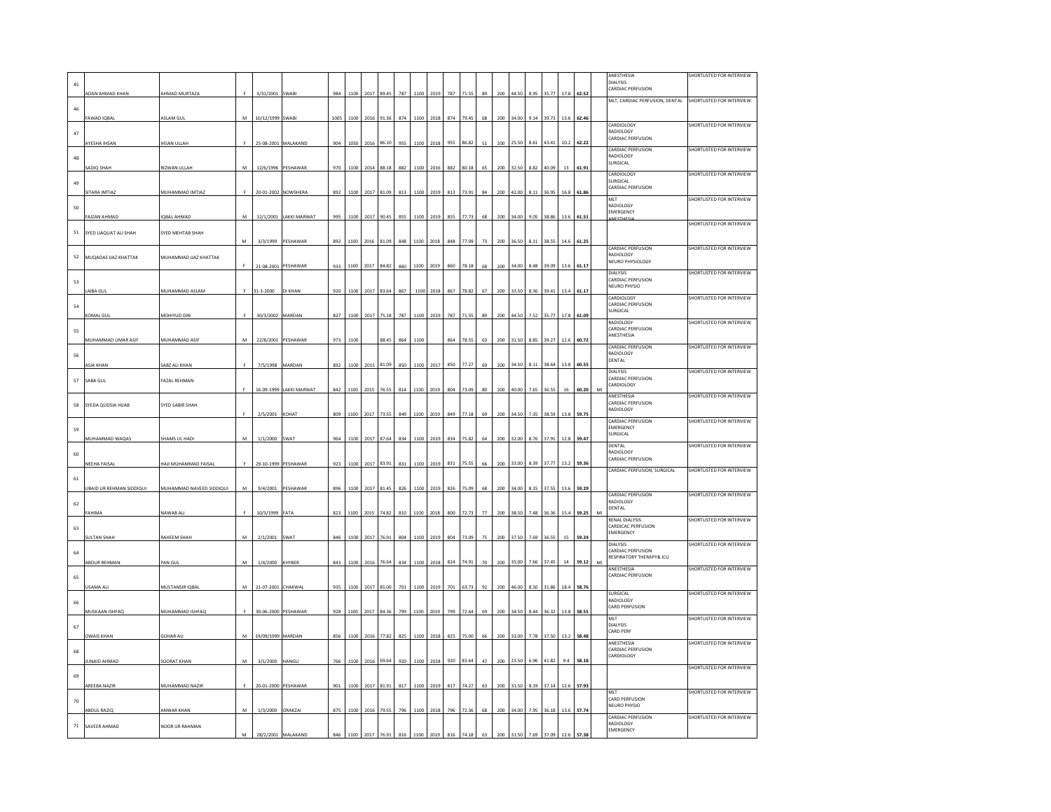| 45 | ADAN AHMAD KHAN | AHMAD MURTAZA | F | 3/31/2001 | SWABI | 984 | 1100 | 2017 | 89.45 | 787 | 1100 | 2019 | 787 | 71.55 | 89 | 200 | 44.50 | 8.95 | 35.77 | 17.8 | 62.52 | | ANESTHESIA DIALYSIS CARDIAC PERFUSION | SHORTLISTED FOR INTERVIEW |
|---|---|---|---|---|---|---|---|---|---|---|---|---|---|---|---|---|---|---|---|---|---|---|---|---|
| 46 | FAWAD IQBAL | ASLAM GUL | M | 10/12/1999 | SWABI | 1005 | 1100 | 2016 | 91.36 | 874 | 1100 | 2018 | 874 | 79.45 | 68 | 200 | 34.00 | 9.14 | 39.73 | 13.6 | 62.46 | | MLT, CARDIAC PERFUSION, DENTAL | SHORTLISTED FOR INTERVIEW |
| 47 | AYESHA IHSAN | IHSAN ULLAH | F | 25-08-2001 | MALAKAND | 904 | 1050 | 2016 | 86.10 | 955 | 1100 | 2018 | 955 | 86.82 | 51 | 200 | 25.50 | 8.61 | 43.41 | 10.2 | 62.22 | | CARDIOLOGY RADIOLOGY CARDIAC PERFUSION | SHORTLISTED FOR INTERVIEW |
| 48 | SADIQ SHAH | RIZWAN ULLAH | M | 12/6/1996 | PESHAWAR | 970 | 1100 | 2014 | 88.18 | 882 | 1100 | 2016 | 882 | 80.18 | 65 | 200 | 32.50 | 8.82 | 40.09 | 13 | 61.91 | | CARDIAC PERFUSION RADIOLOGY SURGICAL | SHORTLISTED FOR INTERVIEW |
| 49 | SITARA IMTIAZ | MUHAMMAD IMTIAZ | F | 20-01-2002 | NOWSHERA | 892 | 1100 | 2017 | 81.09 | 813 | 1100 | 2019 | 813 | 73.91 | 84 | 200 | 42.00 | 8.11 | 36.95 | 16.8 | 61.86 | | CARDIOLOGY SURGICAL CARDIAC PERFUSION | SHORTLISTED FOR INTERVIEW |
| 50 | FAIZAN AHMAD | IQBAL AHMAD | M | 12/1/2001 | LAKKI MARWAT | 995 | 1100 | 2017 | 90.45 | 855 | 1100 | 2019 | 855 | 77.73 | 68 | 200 | 34.00 | 9.05 | 38.86 | 13.6 | 61.51 | | MLT RADIOLOGY EMERGENCY ANESTHESIA | SHORTLISTED FOR INTERVIEW |
| 51 | SYED LIAQUAT ALI SHAH | SYED MEHTAB SHAH | M | 3/3/1999 | PESHAWAR | 892 | 1100 | 2016 | 81.09 | 848 | 1100 | 2018 | 848 | 77.09 | 73 | 200 | 36.50 | 8.11 | 38.55 | 14.6 | 61.25 | | | SHORTLISTED FOR INTERVIEW |
| 52 | MUQADAS IJAZ KHATTAK | MUHAMMAD IJAZ KHATTAK | F | 21-08-2001 | PESHAWAR | 933 | 1100 | 2017 | 84.82 | 860 | 1100 | 2019 | 860 | 78.18 | 68 | 200 | 34.00 | 8.48 | 39.09 | 13.6 | 61.17 | | CARDIAC PERFUSION RADIOLOGY NEURO PHYSIOLOGY | SHORTLISTED FOR INTERVIEW |
| 53 | LAIBA GUL | MUHAMMAD ASLAM | F | 31-3-2000 | DI KHAN | 920 | 1100 | 2017 | 83.64 | 867 | 1100 | 2018 | 867 | 78.82 | 67 | 200 | 33.50 | 8.36 | 39.41 | 13.4 | 61.17 | | DIALYSIS CARDIAC PERFUSION NEURO PHYSIO | SHORTLISTED FOR INTERVIEW |
| 54 | KOMAL GUL | MOHIYUD DIN | F | 30/3/2002 | MARDAN | 827 | 1100 | 2017 | 75.18 | 787 | 1100 | 2019 | 787 | 71.55 | 89 | 200 | 44.50 | 7.52 | 35.77 | 17.8 | 61.09 | | CARDIOLOGY CARDIAC PERFUSION SURGICAL | SHORTLISTED FOR INTERVIEW |
| 55 | MUHAMMAD UMAR ASIF | MUHAMMAD ASIF | M | 22/8/2001 | PESHAWAR | 973 | 1100 | | 88.45 | 864 | 1100 | | 864 | 78.55 | 63 | 200 | 31.50 | 8.85 | 39.27 | 12.6 | 60.72 | | RADIOLOGY CARDIAC PERFUSION ANESTHESIA | SHORTLISTED FOR INTERVIEW |
| 56 | ASIA KHAN | SABZ ALI KHAN | F | 7/5/1998 | MARDAN | 892 | 1100 | 2015 | 81.09 | 850 | 1100 | 2017 | 850 | 77.27 | 69 | 200 | 34.50 | 8.11 | 38.64 | 13.8 | 60.55 | | CARDIAC PERFUSION RADIOLOGY DENTAL | SHORTLISTED FOR INTERVIEW |
| 57 | SABA GUL | FAZAL REHMAN | F | 16-09-1999 | LAKKI MARWAT | 842 | 1100 | 2015 | 76.55 | 814 | 1100 | 2019 | 804 | 73.09 | 80 | 200 | 40.00 | 7.65 | 36.55 | 16 | 60.20 | MI | DIALYSIS CARDIAC PERFUSION CARDIOLOGY | SHORTLISTED FOR INTERVIEW |
| 58 | SYEDA QUDSIA HIJAB | SYED SABIR SHAH | F | 2/5/2001 | KOHAT | 809 | 1100 | 2017 | 73.55 | 849 | 1100 | 2019 | 849 | 77.18 | 69 | 200 | 34.50 | 7.35 | 38.59 | 13.8 | 59.75 | | ANESTHESIA CARDIAC PERFUSION RADIOLOGY | SHORTLISTED FOR INTERVIEW |
| 59 | MUHAMMAD WAQAS | SHAMS UL HADI | M | 1/1/2000 | SWAT | 964 | 1100 | 2017 | 87.64 | 834 | 1100 | 2019 | 834 | 75.82 | 64 | 200 | 32.00 | 8.76 | 37.91 | 12.8 | 59.47 | | CARDIAC PERFUSION EMERGENCY SURGICAL | SHORTLISTED FOR INTERVIEW |
| 60 | NEEHA FAISAL | HAJI MUHAMMAD FAISAL | F | 29-10-1999 | PESHAWAR | 923 | 1100 | 2017 | 83.91 | 831 | 1100 | 2019 | 831 | 75.55 | 66 | 200 | 33.00 | 8.39 | 37.77 | 13.2 | 59.36 | | DENTAL RADIOLOGY CARDIAC PERFUSION | SHORTLISTED FOR INTERVIEW |
| 61 | UBAID UR REHMAN SIDDIQUI | MUHAMMAD NAVEED SIDDIQUI | M | 9/4/2001 | PESHAWAR | 896 | 1100 | 2017 | 81.45 | 826 | 1100 | 2019 | 826 | 75.09 | 68 | 200 | 34.00 | 8.15 | 37.55 | 13.6 | 59.29 | | CARDIAC PERFUSION, SURGICAL | SHORTLISTED FOR INTERVIEW |
| 62 | FAHIMA | NAWAB ALI | F | 10/3/1999 | FATA | 823 | 1100 | 2015 | 74.82 | 810 | 1100 | 2018 | 800 | 72.73 | 77 | 200 | 38.50 | 7.48 | 36.36 | 15.4 | 59.25 | MI | CARDIAC PERFUSION RADIOLOGY DENTAL | SHORTLISTED FOR INTERVIEW |
| 63 | SULTAN SHAH | RAHEEM SHAH | M | 2/1/2001 | SWAT | 846 | 1100 | 2017 | 76.91 | 804 | 1100 | 2019 | 804 | 73.09 | 75 | 200 | 37.50 | 7.69 | 36.55 | 15 | 59.24 | | RENAL DIALYSIS CARDICAC PERFUSION EMERGENCY | SHORTLISTED FOR INTERVIEW |
| 64 | ABDUR REHMAN | PAN GUL | M | 1/4/2000 | KHYBER | 843 | 1100 | 2016 | 76.64 | 834 | 1100 | 2018 | 824 | 74.91 | 70 | 200 | 35.00 | 7.66 | 37.45 | 14 | 59.12 | MI | DIALYSIS CARDIAC PERFUSION RESPIRATORY THERAPY& ICU | SHORTLISTED FOR INTERVIEW |
| 65 | USAMA ALI | MUSTANSIR IQBAL | M | 21-07-2001 | CHAKWAL | 935 | 1100 | 2017 | 85.00 | 701 | 1100 | 2019 | 701 | 63.73 | 92 | 200 | 46.00 | 8.50 | 31.86 | 18.4 | 58.76 | | ANESTHESIA CARDIAC PERFUSION | SHORTLISTED FOR INTERVIEW |
| 66 | MUSKAAN ISHFAQ | MUHAMMAD ISHFAQ | F | 30-06-2000 | PESHAWAR | 928 | 1100 | 2017 | 84.36 | 799 | 1100 | 2019 | 799 | 72.64 | 69 | 200 | 34.50 | 8.44 | 36.32 | 13.8 | 58.55 | | SURGICAL RADIOLOGY CARD PERFUSION | SHORTLISTED FOR INTERVIEW |
| 67 | OWAIS KHAN | GOHAR ALI | M | 19/09/1999 | MARDAN | 856 | 1100 | 2016 | 77.82 | 825 | 1100 | 2018 | 825 | 75.00 | 66 | 200 | 33.00 | 7.78 | 37.50 | 13.2 | 58.48 | | MLT DIALYSIS CARD PERF | SHORTLISTED FOR INTERVIEW |
| 68 | JUNAID AHMAD | SOORAT KHAN | M | 3/1/2000 | HANGU | 766 | 1100 | 2016 | 69.64 | 920 | 1100 | 2018 | 920 | 83.64 | 47 | 200 | 23.50 | 6.96 | 41.82 | 9.4 | 58.18 | | ANESTHESIA CARDIAC PERFUSION CARDIOLOGY | SHORTLISTED FOR INTERVIEW |
| 69 | AREEBA NAZIR | MUHAMMAD NAZIR | F | 20-01-2000 | PESHAWAR | 901 | 1100 | 2017 | 81.91 | 817 | 1100 | 2019 | 817 | 74.27 | 63 | 200 | 31.50 | 8.19 | 37.14 | 12.6 | 57.93 | | | SHORTLISTED FOR INTERVIEW |
| 70 | ABDUL RAZIQ | ANWAR KHAN | M | 1/3/2000 | ORAKZAI | 875 | 1100 | 2016 | 79.55 | 796 | 1100 | 2018 | 796 | 72.36 | 68 | 200 | 34.00 | 7.95 | 36.18 | 13.6 | 57.74 | | MLT CARD PERFUSION NEURO PHYSIO | SHORTLISTED FOR INTERVIEW |
| 71 | SAVEER AHMAD | NOOR UR RAHMAN | M | 28/2/2001 | MALAKAND | 846 | 1100 | 2017 | 76.91 | 816 | 1100 | 2019 | 816 | 74.18 | 63 | 200 | 31.50 | 7.69 | 37.09 | 12.6 | 57.38 | | CARDIAC PERFUSION RADIOLOGY EMERGENCY | SHORTLISTED FOR INTERVIEW |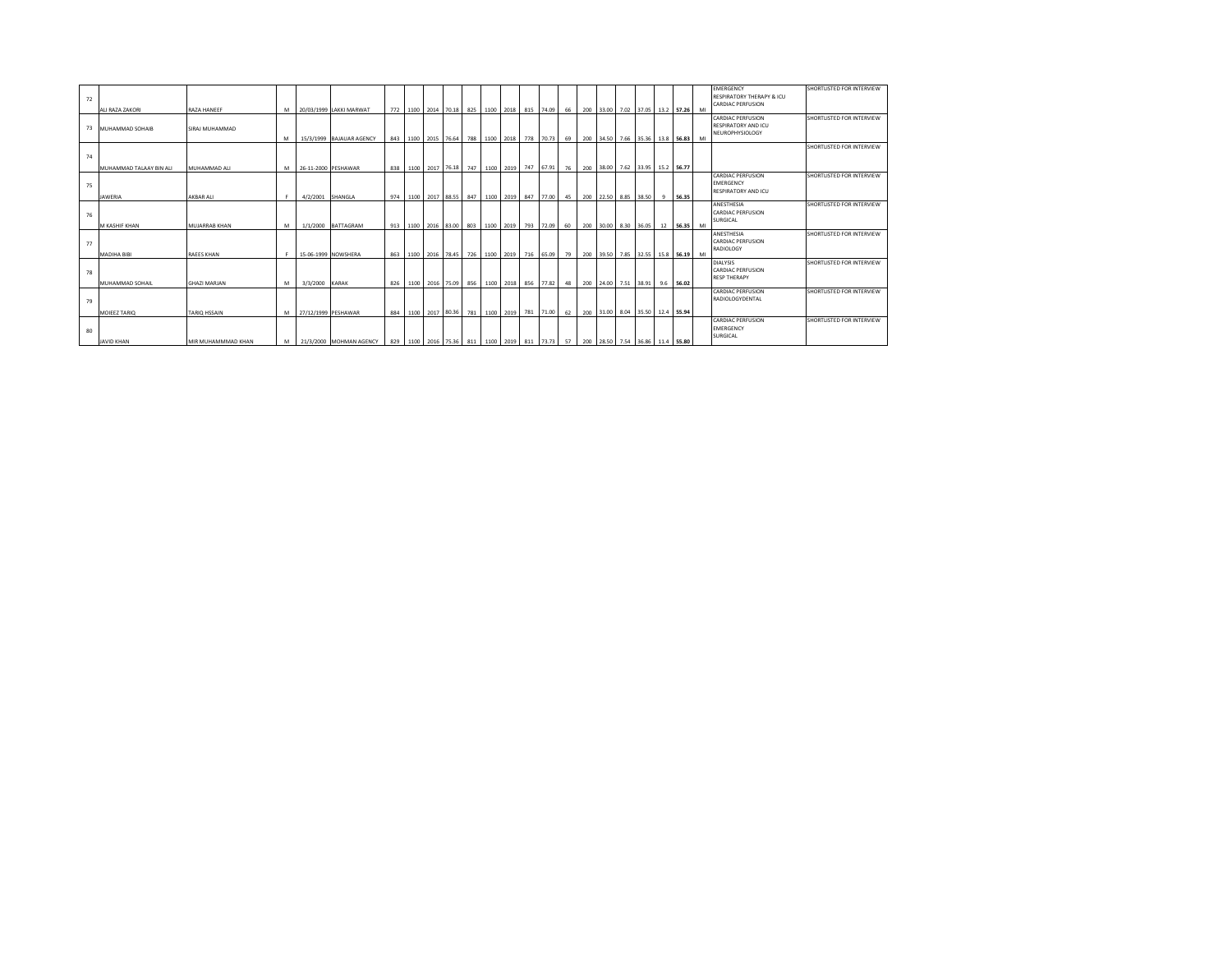| | | | | | | | | | | | | | | | | | | | | | | | | | | |
|---|---|---|---|---|---|---|---|---|---|---|---|---|---|---|---|---|---|---|---|---|---|---|---|---|---|---|
| 72 | ALI RAZA ZAKORI | RAZA HANEEF | M | 20/03/1999 | LAKKI MARWAT | 772 | 1100 | 2014 | 70.18 | 825 | 1100 | 2018 | 815 | 74.09 | 66 | 200 | 33.00 | 7.02 | 37.05 | 13.2 | **57.26** | MI | EMERGENCY RESPIRATORY THERAPY & ICU CARDIAC PERFUSION | SHORTLISTED FOR INTERVIEW |
| 73 | MUHAMMAD SOHAIB | SIRAJ MUHAMMAD | M | 15/3/1999 | BAJAUR AGENCY | 843 | 1100 | 2015 | 76.64 | 788 | 1100 | 2018 | 778 | 70.73 | 69 | 200 | 34.50 | 7.66 | 35.36 | 13.8 | **56.83** | MI | CARDIAC PERFUSION RESPIRATORY AND ICU NEUROPHYSIOLOGY | SHORTLISTED FOR INTERVIEW |
| 74 | MUHAMMAD TALAAY BIN ALI | MUHAMMAD ALI | M | 26-11-2000 | PESHAWAR | 838 | 1100 | 2017 | 76.18 | 747 | 1100 | 2019 | 747 | 67.91 | 76 | 200 | 38.00 | 7.62 | 33.95 | 15.2 | **56.77** | | | SHORTLISTED FOR INTERVIEW |
| 75 | JAWERIA | AKBAR ALI | F | 4/2/2001 | SHANGLA | 974 | 1100 | 2017 | 88.55 | 847 | 1100 | 2019 | 847 | 77.00 | 45 | 200 | 22.50 | 8.85 | 38.50 | 9 | **56.35** | | CARDIAC PERFUSION EMERGENCY RESPIRATORY AND ICU | SHORTLISTED FOR INTERVIEW |
| 76 | M KASHIF KHAN | MUJARRAB KHAN | M | 1/1/2000 | BATTAGRAM | 913 | 1100 | 2016 | 83.00 | 803 | 1100 | 2019 | 793 | 72.09 | 60 | 200 | 30.00 | 8.30 | 36.05 | 12 | **56.35** | MI | ANESTHESIA CARDIAC PERFUSION SURGICAL | SHORTLISTED FOR INTERVIEW |
| 77 | MADIHA BIBI | RAEES KHAN | F | 15-06-1999 | NOWSHERA | 863 | 1100 | 2016 | 78.45 | 726 | 1100 | 2019 | 716 | 65.09 | 79 | 200 | 39.50 | 7.85 | 32.55 | 15.8 | **56.19** | MI | ANESTHESIA CARDIAC PERFUSION RADIOLOGY | SHORTLISTED FOR INTERVIEW |
| 78 | MUHAMMAD SOHAIL | GHAZI MARJAN | M | 3/3/2000 | KARAK | 826 | 1100 | 2016 | 75.09 | 856 | 1100 | 2018 | 856 | 77.82 | 48 | 200 | 24.00 | 7.51 | 38.91 | 9.6 | **56.02** | | DIALYSIS CARDIAC PERFUSION RESP THERAPY | SHORTLISTED FOR INTERVIEW |
| 79 | MOIEEZ TARIQ | TARIQ HSSAIN | M | 27/12/1999 | PESHAWAR | 884 | 1100 | 2017 | 80.36 | 781 | 1100 | 2019 | 781 | 71.00 | 62 | 200 | 31.00 | 8.04 | 35.50 | 12.4 | **55.94** | | CARDIAC PERFUSION RADIOLOGYDENTAL | SHORTLISTED FOR INTERVIEW |
| 80 | JAVID KHAN | MIR MUHAMMMAD KHAN | M | 21/3/2000 | MOHMAN AGENCY | 829 | 1100 | 2016 | 75.36 | 811 | 1100 | 2019 | 811 | 73.73 | 57 | 200 | 28.50 | 7.54 | 36.86 | 11.4 | **55.80** | | CARDIAC PERFUSION EMERGENCY SURGICAL | SHORTLISTED FOR INTERVIEW |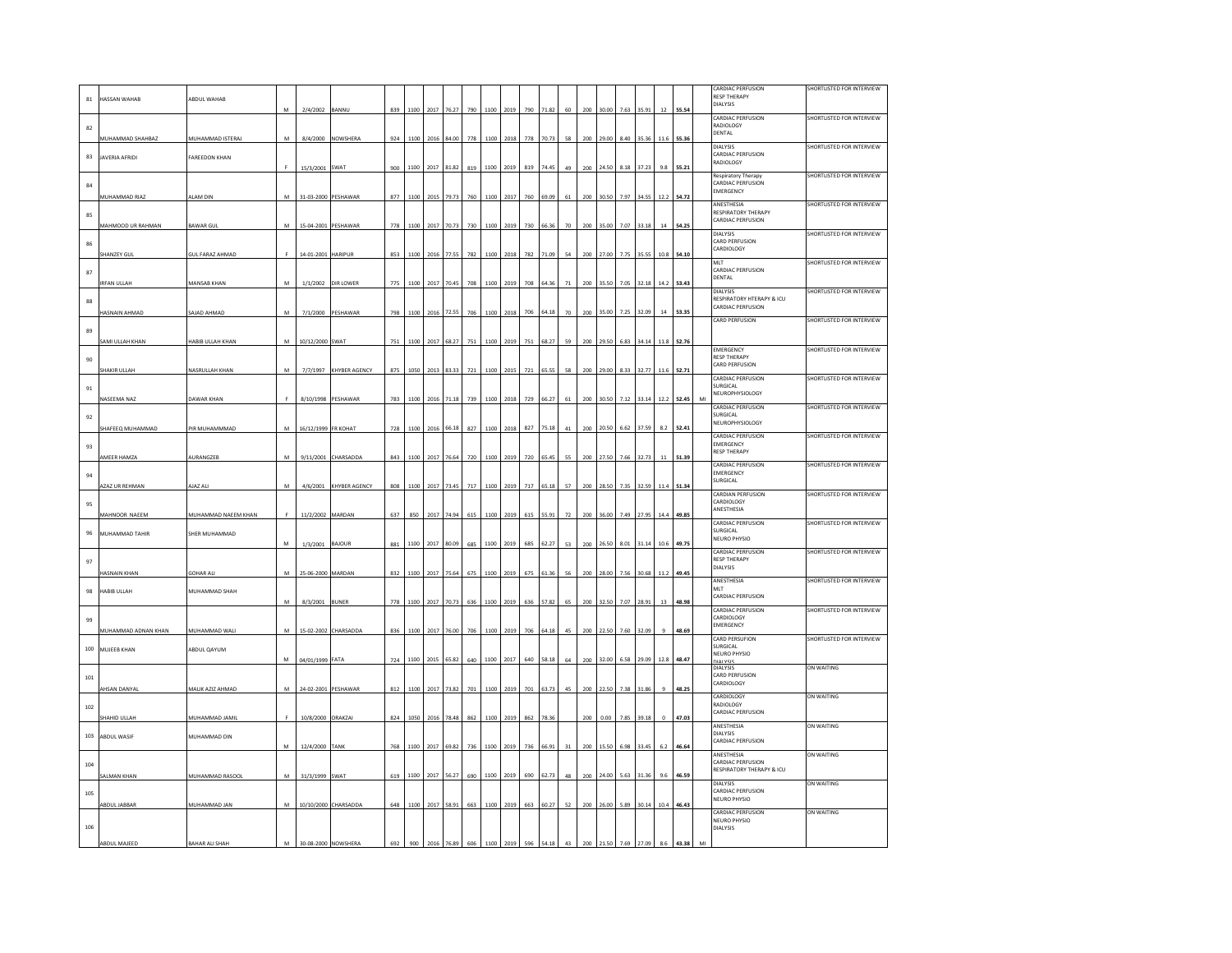| | | | | | | | | | | | | | | | | | | | | | | | | |
|---|---|---|---|---|---|---|---|---|---|---|---|---|---|---|---|---|---|---|---|---|---|---|---|---|
| 81 | HASSAN WAHAB | ABDUL WAHAB | M | 2/4/2002 | BANNU | 839 | 1100 | 2017 | 76.27 | 790 | 1100 | 2019 | 790 | 71.82 | 60 | 200 | 30.00 | 7.63 | 35.91 | 12 | 55.54 | | CARDIAC PERFUSION<br>RESP THERAPY<br>DIALYSIS | SHORTLISTED FOR INTERVIEW |
| 82 | MUHAMMAD SHAHBAZ | MUHAMMAD ISTERAJ | M | 8/4/2000 | NOWSHERA | 924 | 1100 | 2016 | 84.00 | 778 | 1100 | 2018 | 778 | 70.73 | 58 | 200 | 29.00 | 8.40 | 35.36 | 11.6 | 55.36 | | CARDIAC PERFUSION<br>RADIOLOGY<br>DENTAL | SHORTLISTED FOR INTERVIEW |
| 83 | JAVERIA AFRIDI | FAREEDON KHAN | F | 15/3/2001 | SWAT | 900 | 1100 | 2017 | 81.82 | 819 | 1100 | 2019 | 819 | 74.45 | 49 | 200 | 24.50 | 8.18 | 37.23 | 9.8 | 55.21 | | DIALYSIS<br>CARDIAC PERFUSION<br>RADIOLOGY | SHORTLISTED FOR INTERVIEW |
| 84 | MUHAMMAD RIAZ | ALAM DIN | M | 31-03-2000 | PESHAWAR | 877 | 1100 | 2015 | 79.73 | 760 | 1100 | 2017 | 760 | 69.09 | 61 | 200 | 30.50 | 7.97 | 34.55 | 12.2 | 54.72 | | Respiratory Therapy<br>CARDIAC PERFUSION<br>EMERGENCY | SHORTLISTED FOR INTERVIEW |
| 85 | MAHMOOD UR RAHMAN | BAWAR GUL | M | 15-04-2001 | PESHAWAR | 778 | 1100 | 2017 | 70.73 | 730 | 1100 | 2019 | 730 | 66.36 | 70 | 200 | 35.00 | 7.07 | 33.18 | 14 | 54.25 | | ANESTHESIA<br>RESPIRATORY THERAPY<br>CARDIAC PERFUSION | SHORTLISTED FOR INTERVIEW |
| 86 | SHANZEY GUL | GUL FARAZ AHMAD | F | 14-01-2001 | HARIPUR | 853 | 1100 | 2016 | 77.55 | 782 | 1100 | 2018 | 782 | 71.09 | 54 | 200 | 27.00 | 7.75 | 35.55 | 10.8 | 54.10 | | DIALYSIS<br>CARD PERFUSION<br>CARDIOLOGY | SHORTLISTED FOR INTERVIEW |
| 87 | IRFAN ULLAH | MANSAB KHAN | M | 1/1/2002 | DIR LOWER | 775 | 1100 | 2017 | 70.45 | 708 | 1100 | 2019 | 708 | 64.36 | 71 | 200 | 35.50 | 7.05 | 32.18 | 14.2 | 53.43 | | MLT<br>CARDIAC PERFUSION<br>DENTAL | SHORTLISTED FOR INTERVIEW |
| 88 | HASNAIN AHMAD | SAJAD AHMAD | M | 7/1/2000 | PESHAWAR | 798 | 1100 | 2016 | 72.55 | 706 | 1100 | 2018 | 706 | 64.18 | 70 | 200 | 35.00 | 7.25 | 32.09 | 14 | 53.35 | | DIALYSIS<br>RESPIRATORY HTERAPY & ICU<br>CARDIAC PERFUSION | SHORTLISTED FOR INTERVIEW |
| 89 | SAMI ULLAH KHAN | HABIB ULLAH KHAN | M | 10/12/2000 | SWAT | 751 | 1100 | 2017 | 68.27 | 751 | 1100 | 2019 | 751 | 68.27 | 59 | 200 | 29.50 | 6.83 | 34.14 | 11.8 | 52.76 | | CARD PERFUSION | SHORTLISTED FOR INTERVIEW |
| 90 | SHAKIR ULLAH | NASRULLAH KHAN | M | 7/7/1997 | KHYBER AGENCY | 875 | 1050 | 2013 | 83.33 | 721 | 1100 | 2015 | 721 | 65.55 | 58 | 200 | 29.00 | 8.33 | 32.77 | 11.6 | 52.71 | | EMERGENCY<br>RESP THERAPY<br>CARD PERFUSION | SHORTLISTED FOR INTERVIEW |
| 91 | NASEEMA NAZ | DAWAR KHAN | F | 8/10/1998 | PESHAWAR | 783 | 1100 | 2016 | 71.18 | 739 | 1100 | 2018 | 729 | 66.27 | 61 | 200 | 30.50 | 7.12 | 33.14 | 12.2 | 52.45 | MI | CARDIAC PERFUSION<br>SURGICAL<br>NEUROPHYSIOLOGY | SHORTLISTED FOR INTERVIEW |
| 92 | SHAFEEQ MUHAMMAD | PIR MUHAMMMAD | M | 16/12/1999 | FR KOHAT | 728 | 1100 | 2016 | 66.18 | 827 | 1100 | 2018 | 827 | 75.18 | 41 | 200 | 20.50 | 6.62 | 37.59 | 8.2 | 52.41 | | CARDIAC PERFUSION<br>SURGICAL<br>NEUROPHYSIOLOGY | SHORTLISTED FOR INTERVIEW |
| 93 | AMEER HAMZA | AURANGZEB | M | 9/11/2001 | CHARSADDA | 843 | 1100 | 2017 | 76.64 | 720 | 1100 | 2019 | 720 | 65.45 | 55 | 200 | 27.50 | 7.66 | 32.73 | 11 | 51.39 | | CARDIAC PERFUSION<br>EMERGENCY<br>RESP THERAPY | SHORTLISTED FOR INTERVIEW |
| 94 | AZAZ UR REHMAN | AJAZ ALI | M | 4/6/2001 | KHYBER AGENCY | 808 | 1100 | 2017 | 73.45 | 717 | 1100 | 2019 | 717 | 65.18 | 57 | 200 | 28.50 | 7.35 | 32.59 | 11.4 | 51.34 | | CARDIAC PERFUSION<br>EMERGENCY<br>SURGICAL | SHORTLISTED FOR INTERVIEW |
| 95 | MAHNOOR NAEEM | MUHAMMAD NAEEM KHAN | F | 11/2/2002 | MARDAN | 637 | 850 | 2017 | 74.94 | 615 | 1100 | 2019 | 615 | 55.91 | 72 | 200 | 36.00 | 7.49 | 27.95 | 14.4 | 49.85 | | CARDIAN PERFUSION<br>CARDIOLOGY<br>ANESTHESIA | SHORTLISTED FOR INTERVIEW |
| 96 | MUHAMMAD TAHIR | SHER MUHAMMAD | M | 1/3/2001 | BAJOUR | 881 | 1100 | 2017 | 80.09 | 685 | 1100 | 2019 | 685 | 62.27 | 53 | 200 | 26.50 | 8.01 | 31.14 | 10.6 | 49.75 | | CARDIAC PERFUSION<br>SURGICAL<br>NEURO PHYSIO | SHORTLISTED FOR INTERVIEW |
| 97 | HASNAIN KHAN | GOHAR ALI | M | 25-06-2000 | MARDAN | 832 | 1100 | 2017 | 75.64 | 675 | 1100 | 2019 | 675 | 61.36 | 56 | 200 | 28.00 | 7.56 | 30.68 | 11.2 | 49.45 | | CARDIAC PERFUSION<br>RESP THERAPY<br>DIALYSIS | SHORTLISTED FOR INTERVIEW |
| 98 | HABIB ULLAH | MUHAMMAD SHAH | M | 8/3/2001 | BUNER | 778 | 1100 | 2017 | 70.73 | 636 | 1100 | 2019 | 636 | 57.82 | 65 | 200 | 32.50 | 7.07 | 28.91 | 13 | 48.98 | | ANESTHESIA<br>MLT<br>CARDIAC PERFUSION | SHORTLISTED FOR INTERVIEW |
| 99 | MUHAMMAD ADNAN KHAN | MUHAMMAD WALI | M | 15-02-2002 | CHARSADDA | 836 | 1100 | 2017 | 76.00 | 706 | 1100 | 2019 | 706 | 64.18 | 45 | 200 | 22.50 | 7.60 | 32.09 | 9 | 48.69 | | CARDIAC PERFUSION<br>CARDIOLOGY<br>EMERGENCY | SHORTLISTED FOR INTERVIEW |
| 100 | MUJEEB KHAN | ABDUL QAYUM | M | 04/01/1999 | FATA | 724 | 1100 | 2015 | 65.82 | 640 | 1100 | 2017 | 640 | 58.18 | 64 | 200 | 32.00 | 6.58 | 29.09 | 12.8 | 48.47 | | CARD PERSUFION<br>SURGICAL<br>NEURO PHYSIO<br>DIALYSIS | SHORTLISTED FOR INTERVIEW |
| 101 | AHSAN DANYAL | MALIK AZIZ AHMAD | M | 24-02-2001 | PESHAWAR | 812 | 1100 | 2017 | 73.82 | 701 | 1100 | 2019 | 701 | 63.73 | 45 | 200 | 22.50 | 7.38 | 31.86 | 9 | 48.25 | | DIALYSIS<br>CARD PERFUSION<br>CARDIOLOGY | ON WAITING |
| 102 | SHAHID ULLAH | MUHAMMAD JAMIL | F | 10/8/2000 | ORAKZAI | 824 | 1050 | 2016 | 78.48 | 862 | 1100 | 2019 | 862 | 78.36 | | 200 | 0.00 | 7.85 | 39.18 | 0 | 47.03 | | CARDIOLOGY<br>RADIOLOGY<br>CARDIAC PERFUSION | ON WAITING |
| 103 | ABDUL WASIF | MUHAMMAD DIN | M | 12/4/2000 | TANK | 768 | 1100 | 2017 | 69.82 | 736 | 1100 | 2019 | 736 | 66.91 | 31 | 200 | 15.50 | 6.98 | 33.45 | 6.2 | 46.64 | | ANESTHESIA<br>DIALYSIS<br>CARDIAC PERFUSION | ON WAITING |
| 104 | SALMAN KHAN | MUHAMMAD RASOOL | M | 31/3/1999 | SWAT | 619 | 1100 | 2017 | 56.27 | 690 | 1100 | 2019 | 690 | 62.73 | 48 | 200 | 24.00 | 5.63 | 31.36 | 9.6 | 46.59 | | ANESTHESIA<br>CARDIAC PERFUSION<br>RESPIRATORY THERAPY & ICU | ON WAITING |
| 105 | ABDUL JABBAR | MUHAMMAD JAN | M | 10/10/2000 | CHARSADDA | 648 | 1100 | 2017 | 58.91 | 663 | 1100 | 2019 | 663 | 60.27 | 52 | 200 | 26.00 | 5.89 | 30.14 | 10.4 | 46.43 | | DIALYSIS<br>CARDIAC PERFUSION<br>NEURO PHYSIO | ON WAITING |
| 106 | ABDUL MAJEED | BAHAR ALI SHAH | M | 30-08-2000 | NOWSHERA | 692 | 900 | 2016 | 76.89 | 606 | 1100 | 2019 | 596 | 54.18 | 43 | 200 | 21.50 | 7.69 | 27.09 | 8.6 | 43.38 | MI | CARDIAC PERFUSION<br>NEURO PHYSIO<br>DIALYSIS | ON WAITING |